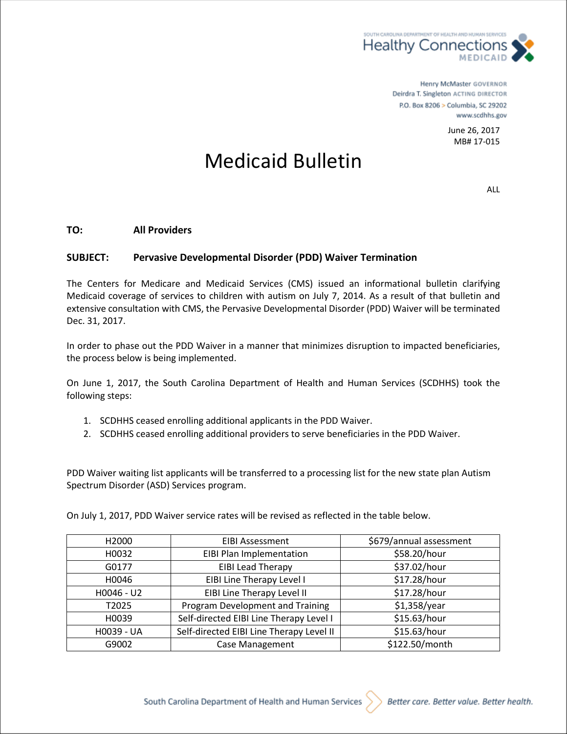South Carolina Department of Health and Human Services
Healthy Connections MEDICAID

Henry McMaster GOVERNOR
Deirdra T. Singleton ACTING DIRECTOR
P.O. Box 8206 > Columbia, SC 29202
www.scdhhs.gov

June 26, 2017
MB# 17-015

# Medicaid Bulletin

ALL

**TO:** **All Providers**

**SUBJECT:** **Pervasive Developmental Disorder (PDD) Waiver Termination**

The Centers for Medicare and Medicaid Services (CMS) issued an informational bulletin clarifying Medicaid coverage of services to children with autism on July 7, 2014. As a result of that bulletin and extensive consultation with CMS, the Pervasive Developmental Disorder (PDD) Waiver will be terminated Dec. 31, 2017.

In order to phase out the PDD Waiver in a manner that minimizes disruption to impacted beneficiaries, the process below is being implemented.

On June 1, 2017, the South Carolina Department of Health and Human Services (SCDHHS) took the following steps:

1. SCDHHS ceased enrolling additional applicants in the PDD Waiver.
2. SCDHHS ceased enrolling additional providers to serve beneficiaries in the PDD Waiver.

PDD Waiver waiting list applicants will be transferred to a processing list for the new state plan Autism Spectrum Disorder (ASD) Services program.

On July 1, 2017, PDD Waiver service rates will be revised as reflected in the table below.

| | | |
|---|---|---|
| H2000 | EIBI Assessment | $679/annual assessment |
| H0032 | EIBI Plan Implementation | $58.20/hour |
| G0177 | EIBI Lead Therapy | $37.02/hour |
| H0046 | EIBI Line Therapy Level I | $17.28/hour |
| H0046 - U2 | EIBI Line Therapy Level II | $17.28/hour |
| T2025 | Program Development and Training | $1,358/year |
| H0039 | Self-directed EIBI Line Therapy Level I | $15.63/hour |
| H0039 - UA | Self-directed EIBI Line Therapy Level II | $15.63/hour |
| G9002 | Case Management | $122.50/month |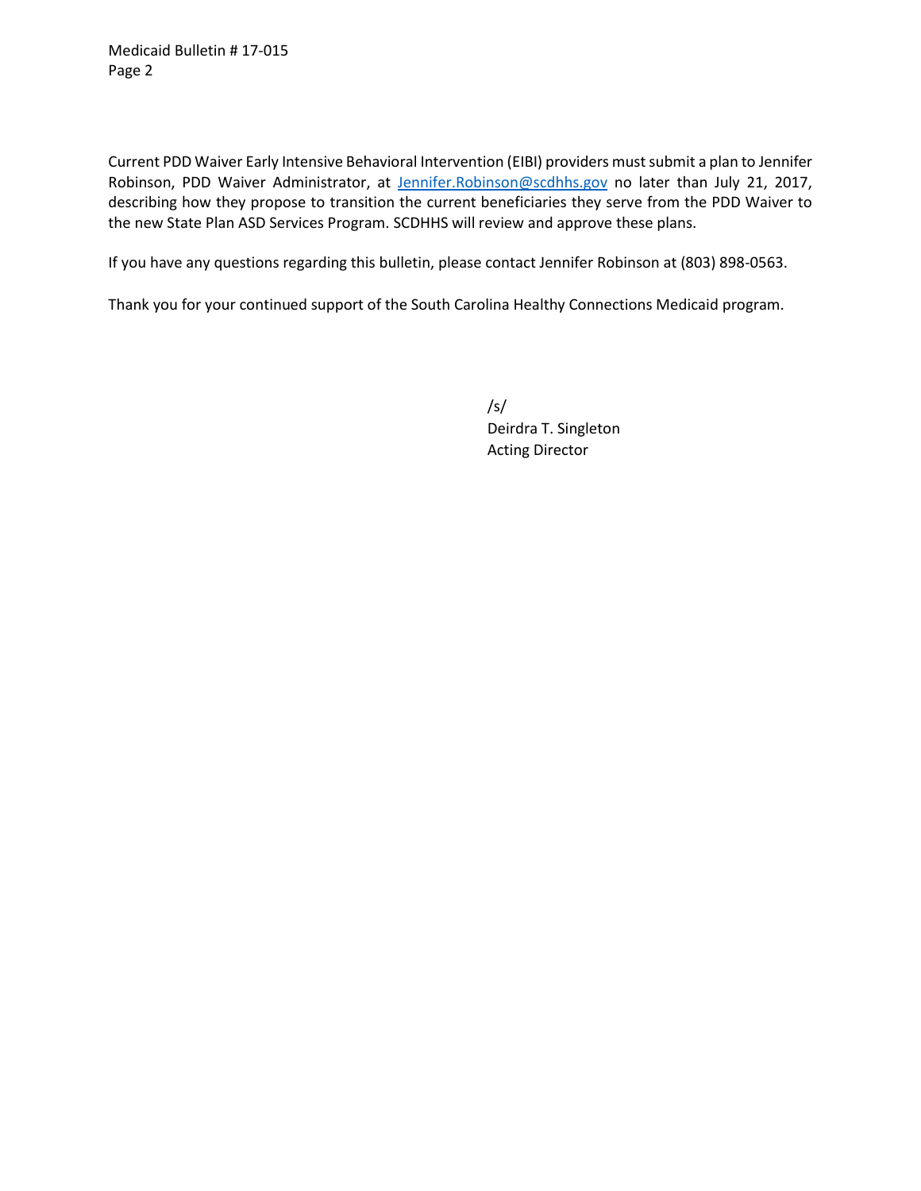Current PDD Waiver Early Intensive Behavioral Intervention (EIBI) providers must submit a plan to Jennifer Robinson, PDD Waiver Administrator, at Jennifer.Robinson@scdhhs.gov no later than July 21, 2017, describing how they propose to transition the current beneficiaries they serve from the PDD Waiver to the new State Plan ASD Services Program. SCDHHS will review and approve these plans.

If you have any questions regarding this bulletin, please contact Jennifer Robinson at (803) 898-0563.

Thank you for your continued support of the South Carolina Healthy Connections Medicaid program.

/s/
Deirdra T. Singleton
Acting Director